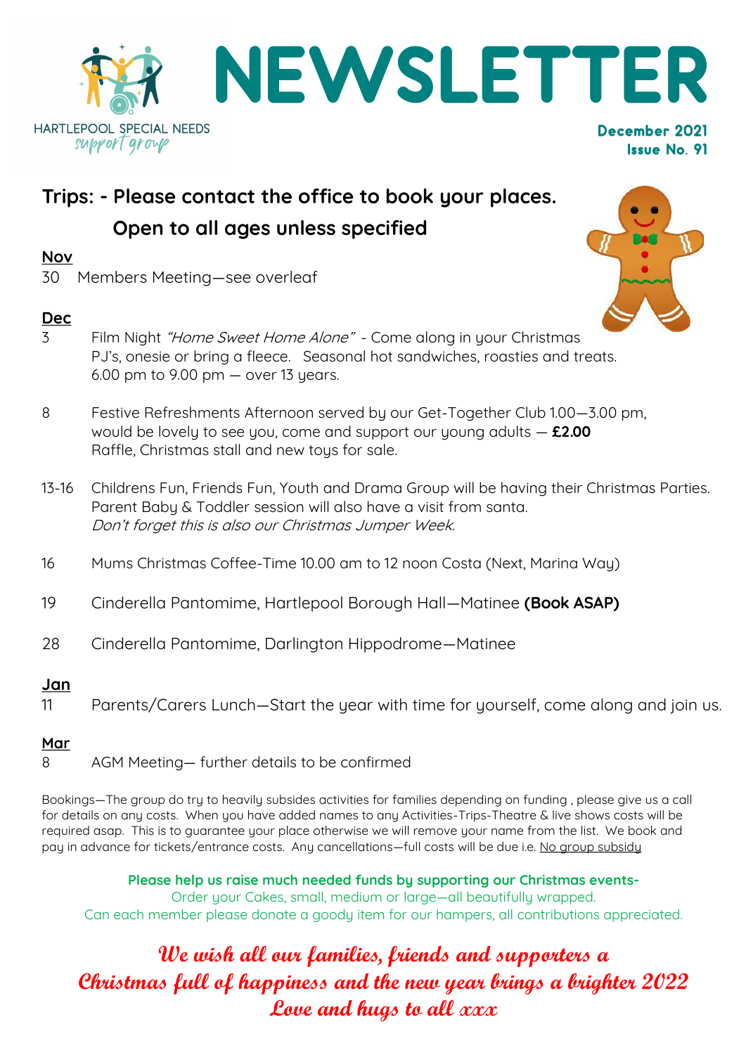HARTLEPOOL SPECIAL NEEDS
support group

# NEWSLETTER

**December 2021**
**Issue No. 91**

## Trips: - Please contact the office to book your places.
## Open to all ages unless specified

**Nov**

30 Members Meeting—see overleaf

**Dec**

3 Film Night *"Home Sweet Home Alone"* - Come along in your Christmas PJ's, onesie or bring a fleece. Seasonal hot sandwiches, roasties and treats. 6.00 pm to 9.00 pm — over 13 years.

8 Festive Refreshments Afternoon served by our Get-Together Club 1.00—3.00 pm, would be lovely to see you, come and support our young adults — **£2.00** Raffle, Christmas stall and new toys for sale.

13-16 Childrens Fun, Friends Fun, Youth and Drama Group will be having their Christmas Parties. Parent Baby & Toddler session will also have a visit from santa. *Don't forget this is also our Christmas Jumper Week.*

16 Mums Christmas Coffee-Time 10.00 am to 12 noon Costa (Next, Marina Way)

19 Cinderella Pantomime, Hartlepool Borough Hall—Matinee **(Book ASAP)**

28 Cinderella Pantomime, Darlington Hippodrome—Matinee

**Jan**

11 Parents/Carers Lunch—Start the year with time for yourself, come along and join us.

**Mar**

8 AGM Meeting— further details to be confirmed

Bookings—The group do try to heavily subsides activities for families depending on funding , please give us a call for details on any costs. When you have added names to any Activities-Trips-Theatre & live shows costs will be required asap. This is to guarantee your place otherwise we will remove your name from the list. We book and pay in advance for tickets/entrance costs. Any cancellations—full costs will be due i.e. No group subsidy

**Please help us raise much needed funds by supporting our Christmas events-**
Order your Cakes, small, medium or large—all beautifully wrapped.
Can each member please donate a goody item for our hampers, all contributions appreciated.

***We wish all our families, friends and supporters a Christmas full of happiness and the new year brings a brighter 2022***
***Love and hugs to all xxx***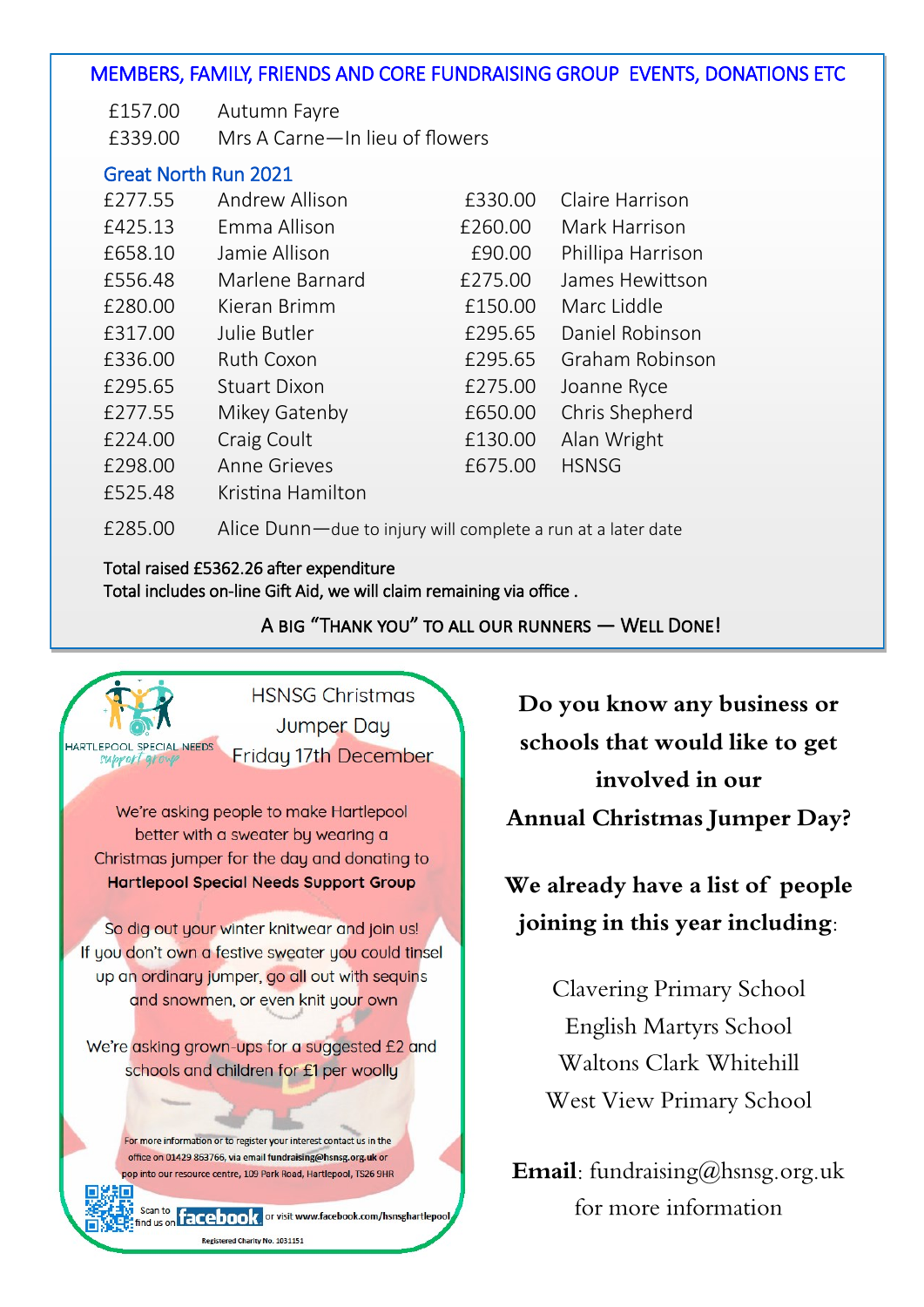## MEMBERS, FAMILY, FRIENDS AND CORE FUNDRAISING GROUP EVENTS, DONATIONS ETC

£157.00 Autumn Fayre

£339.00 Mrs A Carne—In lieu of flowers

### Great North Run 2021

| | | | |
|---|---|---|---|
| £277.55 | Andrew Allison | £330.00 | Claire Harrison |
| £425.13 | Emma Allison | £260.00 | Mark Harrison |
| £658.10 | Jamie Allison | £90.00 | Phillipa Harrison |
| £556.48 | Marlene Barnard | £275.00 | James Hewittson |
| £280.00 | Kieran Brimm | £150.00 | Marc Liddle |
| £317.00 | Julie Butler | £295.65 | Daniel Robinson |
| £336.00 | Ruth Coxon | £295.65 | Graham Robinson |
| £295.65 | Stuart Dixon | £275.00 | Joanne Ryce |
| £277.55 | Mikey Gatenby | £650.00 | Chris Shepherd |
| £224.00 | Craig Coult | £130.00 | Alan Wright |
| £298.00 | Anne Grieves | £675.00 | HSNSG |
| £525.48 | Kristina Hamilton | | |

£285.00 Alice Dunn—due to injury will complete a run at a later date

Total raised £5362.26 after expenditure
Total includes on-line Gift Aid, we will claim remaining via office .

A BIG "THANK YOU" TO ALL OUR RUNNERS — WELL DONE!

HARTLEPOOL SPECIAL NEEDS support group

HSNSG Christmas Jumper Day
Friday 17th December

We're asking people to make Hartlepool better with a sweater by wearing a Christmas jumper for the day and donating to **Hartlepool Special Needs Support Group**

So dig out your winter knitwear and join us! If you don't own a festive sweater you could tinsel up an ordinary jumper, go all out with sequins and snowmen, or even knit your own

We're asking grown-ups for a suggested £2 and schools and children for £1 per woolly

For more information or to register your interest contact us in the office on 01429 863766, via email **fundraising@hsnsg.org.uk** or pop into our resource centre, 109 Park Road, Hartlepool, TS26 9HR

Scan to find us on facebook or visit www.facebook.com/hsnsghartlepool

Registered Charity No. 1031151

**Do you know any business or schools that would like to get involved in our Annual Christmas Jumper Day?**

**We already have a list of people joining in this year including:**

Clavering Primary School
English Martyrs School
Waltons Clark Whitehill
West View Primary School

**Email**: fundraising@hsnsg.org.uk for more information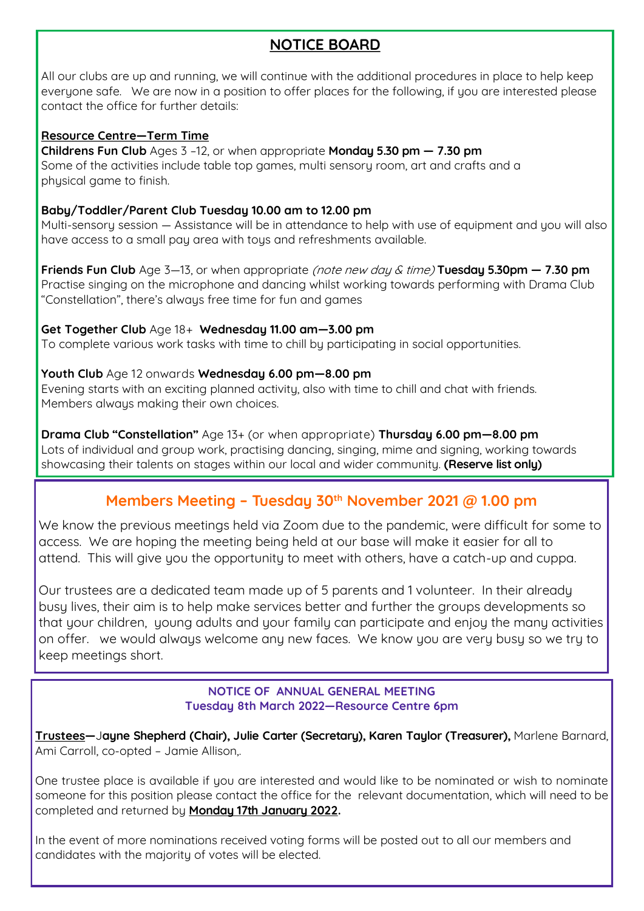## NOTICE BOARD

All our clubs are up and running, we will continue with the additional procedures in place to help keep everyone safe.  We are now in a position to offer places for the following, if you are interested please contact the office for further details:

**Resource Centre—Term Time**

**Childrens Fun Club** Ages 3 –12, or when appropriate **Monday 5.30 pm — 7.30 pm**
Some of the activities include table top games, multi sensory room, art and crafts and a physical game to finish.

**Baby/Toddler/Parent Club Tuesday 10.00 am to 12.00 pm**
Multi-sensory session — Assistance will be in attendance to help with use of equipment and you will also have access to a small pay area with toys and refreshments available.

**Friends Fun Club** Age 3—13, or when appropriate *(note new day & time)* **Tuesday 5.30pm — 7.30 pm**
Practise singing on the microphone and dancing whilst working towards performing with Drama Club "Constellation", there's always free time for fun and games

**Get Together Club** Age 18+ **Wednesday 11.00 am—3.00 pm**
To complete various work tasks with time to chill by participating in social opportunities.

**Youth Club** Age 12 onwards **Wednesday 6.00 pm—8.00 pm**
Evening starts with an exciting planned activity, also with time to chill and chat with friends. Members always making their own choices.

**Drama Club "Constellation"** Age 13+ (or when appropriate) **Thursday 6.00 pm—8.00 pm**
Lots of individual and group work, practising dancing, singing, mime and signing, working towards showcasing their talents on stages within our local and wider community. **(Reserve list only)**

## Members Meeting – Tuesday 30th November 2021 @ 1.00 pm

We know the previous meetings held via Zoom due to the pandemic, were difficult for some to access.  We are hoping the meeting being held at our base will make it easier for all to attend.  This will give you the opportunity to meet with others, have a catch-up and cuppa.

Our trustees are a dedicated team made up of 5 parents and 1 volunteer.  In their already busy lives, their aim is to help make services better and further the groups developments so that your children,  young adults and your family can participate and enjoy the many activities on offer.   we would always welcome any new faces.  We know you are very busy so we try to keep meetings short.

**NOTICE OF  ANNUAL GENERAL MEETING**
**Tuesday 8th March 2022—Resource Centre 6pm**

**Trustees—Jayne Shepherd (Chair), Julie Carter (Secretary), Karen Taylor (Treasurer),** Marlene Barnard, Ami Carroll, co-opted – Jamie Allison,.

One trustee place is available if you are interested and would like to be nominated or wish to nominate someone for this position please contact the office for the  relevant documentation, which will need to be completed and returned by **Monday 17th January 2022.**

In the event of more nominations received voting forms will be posted out to all our members and candidates with the majority of votes will be elected.